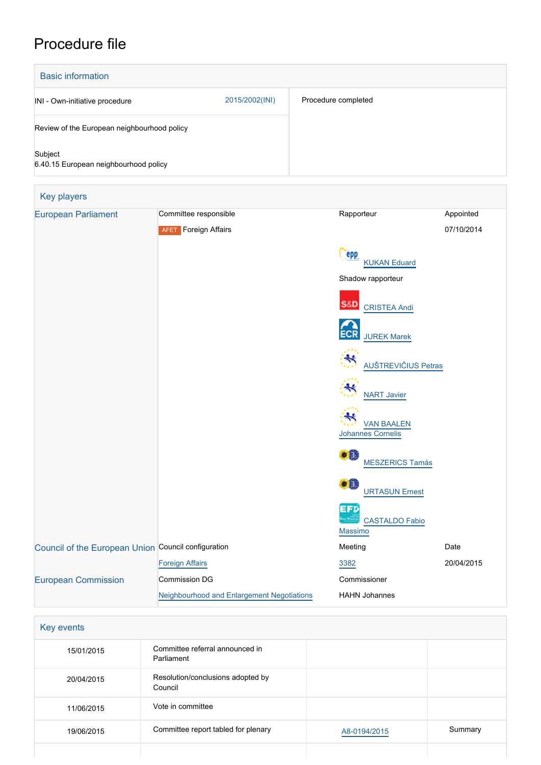# Procedure file

## Basic information

| | | |
|---|---|---|
| INI - Own-initiative procedure | 2015/2002(INI) | Procedure completed |
| Review of the European neighbourhood policy | | |
| Subject<br>6.40.15 European neighbourhood policy | | |

## Key players

| | | | |
|---|---|---|---|
| European Parliament | Committee responsible | Rapporteur | Appointed |
| | AFET Foreign Affairs | | 07/10/2014 |
| | | KUKAN Eduard | |
| | | Shadow rapporteur | |
| | | CRISTEA Andi | |
| | | JUREK Marek | |
| | | AUŠTREVIČIUS Petras | |
| | | NART Javier | |
| | | VAN BAALEN Johannes Cornelis | |
| | | MESZERICS Tamás | |
| | | URTASUN Ernest | |
| | | CASTALDO Fabio Massimo | |
| Council of the European Union | Council configuration | Meeting | Date |
| | Foreign Affairs | 3382 | 20/04/2015 |
| European Commission | Commission DG | Commissioner | |
| | Neighbourhood and Enlargement Negotiations | HAHN Johannes | |

## Key events

| | | | |
|---|---|---|---|
| 15/01/2015 | Committee referral announced in Parliament | | |
| 20/04/2015 | Resolution/conclusions adopted by Council | | |
| 11/06/2015 | Vote in committee | | |
| 19/06/2015 | Committee report tabled for plenary | A8-0194/2015 | Summary |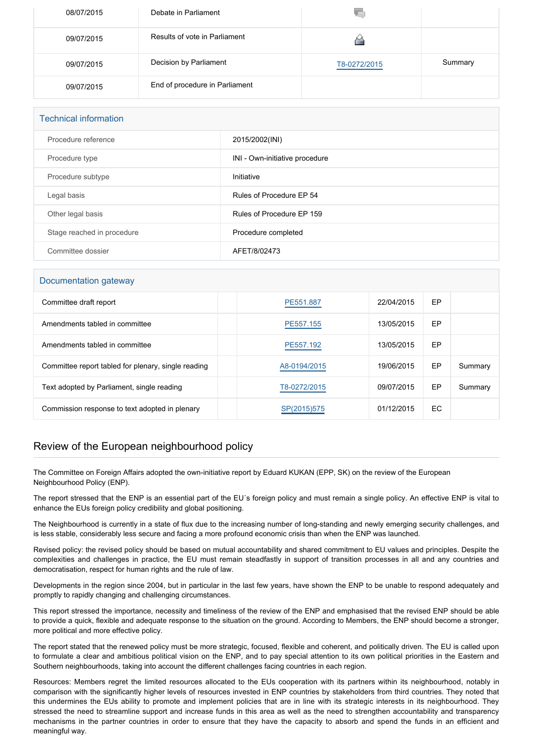| | | | |
|---|---|---|---|
| 08/07/2015 | Debate in Parliament | | |
| 09/07/2015 | Results of vote in Parliament | | |
| 09/07/2015 | Decision by Parliament | T8-0272/2015 | Summary |
| 09/07/2015 | End of procedure in Parliament | | |

## Technical information

| | |
|---|---|
| Procedure reference | 2015/2002(INI) |
| Procedure type | INI - Own-initiative procedure |
| Procedure subtype | Initiative |
| Legal basis | Rules of Procedure EP 54 |
| Other legal basis | Rules of Procedure EP 159 |
| Stage reached in procedure | Procedure completed |
| Committee dossier | AFET/8/02473 |

## Documentation gateway

| | | | | | |
|---|---|---|---|---|---|
| Committee draft report | | PE551.887 | 22/04/2015 | EP | |
| Amendments tabled in committee | | PE557.155 | 13/05/2015 | EP | |
| Amendments tabled in committee | | PE557.192 | 13/05/2015 | EP | |
| Committee report tabled for plenary, single reading | | A8-0194/2015 | 19/06/2015 | EP | Summary |
| Text adopted by Parliament, single reading | | T8-0272/2015 | 09/07/2015 | EP | Summary |
| Commission response to text adopted in plenary | | SP(2015)575 | 01/12/2015 | EC | |

## Review of the European neighbourhood policy

The Committee on Foreign Affairs adopted the own-initiative report by Eduard KUKAN (EPP, SK) on the review of the European Neighbourhood Policy (ENP).

The report stressed that the ENP is an essential part of the EU´s foreign policy and must remain a single policy. An effective ENP is vital to enhance the EUs foreign policy credibility and global positioning.

The Neighbourhood is currently in a state of flux due to the increasing number of long-standing and newly emerging security challenges, and is less stable, considerably less secure and facing a more profound economic crisis than when the ENP was launched.

Revised policy: the revised policy should be based on mutual accountability and shared commitment to EU values and principles. Despite the complexities and challenges in practice, the EU must remain steadfastly in support of transition processes in all and any countries and democratisation, respect for human rights and the rule of law.

Developments in the region since 2004, but in particular in the last few years, have shown the ENP to be unable to respond adequately and promptly to rapidly changing and challenging circumstances.

This report stressed the importance, necessity and timeliness of the review of the ENP and emphasised that the revised ENP should be able to provide a quick, flexible and adequate response to the situation on the ground. According to Members, the ENP should become a stronger, more political and more effective policy.

The report stated that the renewed policy must be more strategic, focused, flexible and coherent, and politically driven. The EU is called upon to formulate a clear and ambitious political vision on the ENP, and to pay special attention to its own political priorities in the Eastern and Southern neighbourhoods, taking into account the different challenges facing countries in each region.

Resources: Members regret the limited resources allocated to the EUs cooperation with its partners within its neighbourhood, notably in comparison with the significantly higher levels of resources invested in ENP countries by stakeholders from third countries. They noted that this undermines the EUs ability to promote and implement policies that are in line with its strategic interests in its neighbourhood. They stressed the need to streamline support and increase funds in this area as well as the need to strengthen accountability and transparency mechanisms in the partner countries in order to ensure that they have the capacity to absorb and spend the funds in an efficient and meaningful way.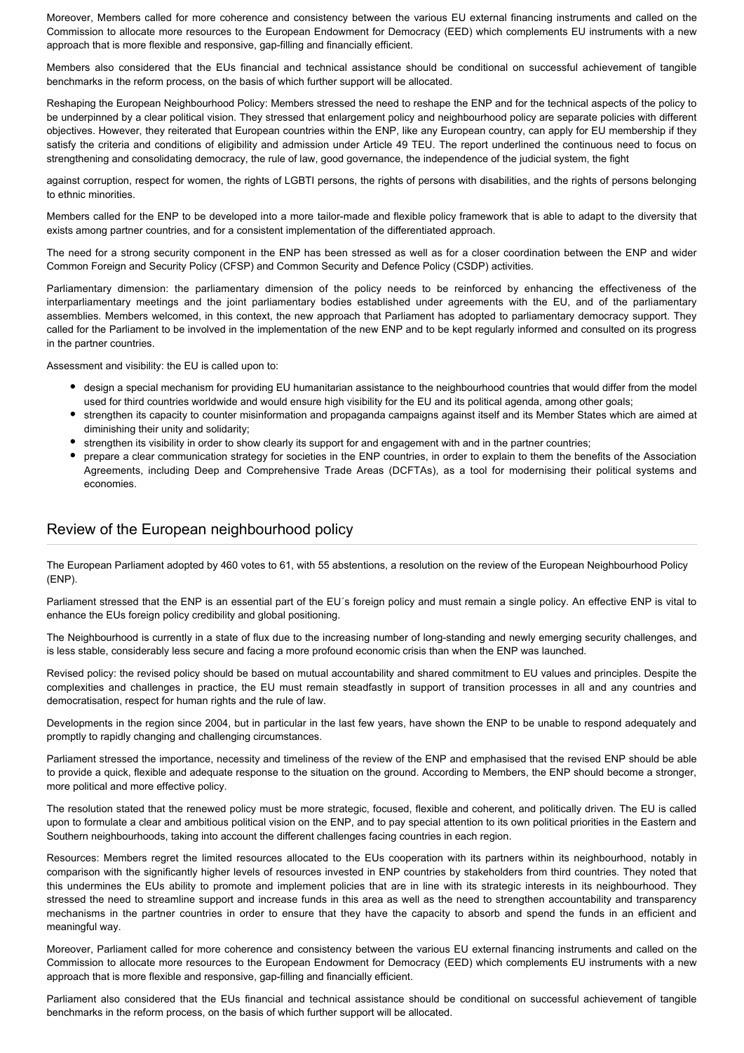Moreover, Members called for more coherence and consistency between the various EU external financing instruments and called on the Commission to allocate more resources to the European Endowment for Democracy (EED) which complements EU instruments with a new approach that is more flexible and responsive, gap-filling and financially efficient.

Members also considered that the EUs financial and technical assistance should be conditional on successful achievement of tangible benchmarks in the reform process, on the basis of which further support will be allocated.

Reshaping the European Neighbourhood Policy: Members stressed the need to reshape the ENP and for the technical aspects of the policy to be underpinned by a clear political vision. They stressed that enlargement policy and neighbourhood policy are separate policies with different objectives. However, they reiterated that European countries within the ENP, like any European country, can apply for EU membership if they satisfy the criteria and conditions of eligibility and admission under Article 49 TEU. The report underlined the continuous need to focus on strengthening and consolidating democracy, the rule of law, good governance, the independence of the judicial system, the fight against corruption, respect for women, the rights of LGBTI persons, the rights of persons with disabilities, and the rights of persons belonging to ethnic minorities.

Members called for the ENP to be developed into a more tailor-made and flexible policy framework that is able to adapt to the diversity that exists among partner countries, and for a consistent implementation of the differentiated approach.

The need for a strong security component in the ENP has been stressed as well as for a closer coordination between the ENP and wider Common Foreign and Security Policy (CFSP) and Common Security and Defence Policy (CSDP) activities.

Parliamentary dimension: the parliamentary dimension of the policy needs to be reinforced by enhancing the effectiveness of the interparliamentary meetings and the joint parliamentary bodies established under agreements with the EU, and of the parliamentary assemblies. Members welcomed, in this context, the new approach that Parliament has adopted to parliamentary democracy support. They called for the Parliament to be involved in the implementation of the new ENP and to be kept regularly informed and consulted on its progress in the partner countries.

Assessment and visibility: the EU is called upon to:

- design a special mechanism for providing EU humanitarian assistance to the neighbourhood countries that would differ from the model used for third countries worldwide and would ensure high visibility for the EU and its political agenda, among other goals;
- strengthen its capacity to counter misinformation and propaganda campaigns against itself and its Member States which are aimed at diminishing their unity and solidarity;
- strengthen its visibility in order to show clearly its support for and engagement with and in the partner countries;
- prepare a clear communication strategy for societies in the ENP countries, in order to explain to them the benefits of the Association Agreements, including Deep and Comprehensive Trade Areas (DCFTAs), as a tool for modernising their political systems and economies.

## Review of the European neighbourhood policy

The European Parliament adopted by 460 votes to 61, with 55 abstentions, a resolution on the review of the European Neighbourhood Policy (ENP).

Parliament stressed that the ENP is an essential part of the EU´s foreign policy and must remain a single policy. An effective ENP is vital to enhance the EUs foreign policy credibility and global positioning.

The Neighbourhood is currently in a state of flux due to the increasing number of long-standing and newly emerging security challenges, and is less stable, considerably less secure and facing a more profound economic crisis than when the ENP was launched.

Revised policy: the revised policy should be based on mutual accountability and shared commitment to EU values and principles. Despite the complexities and challenges in practice, the EU must remain steadfastly in support of transition processes in all and any countries and democratisation, respect for human rights and the rule of law.

Developments in the region since 2004, but in particular in the last few years, have shown the ENP to be unable to respond adequately and promptly to rapidly changing and challenging circumstances.

Parliament stressed the importance, necessity and timeliness of the review of the ENP and emphasised that the revised ENP should be able to provide a quick, flexible and adequate response to the situation on the ground. According to Members, the ENP should become a stronger, more political and more effective policy.

The resolution stated that the renewed policy must be more strategic, focused, flexible and coherent, and politically driven. The EU is called upon to formulate a clear and ambitious political vision on the ENP, and to pay special attention to its own political priorities in the Eastern and Southern neighbourhoods, taking into account the different challenges facing countries in each region.

Resources: Members regret the limited resources allocated to the EUs cooperation with its partners within its neighbourhood, notably in comparison with the significantly higher levels of resources invested in ENP countries by stakeholders from third countries. They noted that this undermines the EUs ability to promote and implement policies that are in line with its strategic interests in its neighbourhood. They stressed the need to streamline support and increase funds in this area as well as the need to strengthen accountability and transparency mechanisms in the partner countries in order to ensure that they have the capacity to absorb and spend the funds in an efficient and meaningful way.

Moreover, Parliament called for more coherence and consistency between the various EU external financing instruments and called on the Commission to allocate more resources to the European Endowment for Democracy (EED) which complements EU instruments with a new approach that is more flexible and responsive, gap-filling and financially efficient.

Parliament also considered that the EUs financial and technical assistance should be conditional on successful achievement of tangible benchmarks in the reform process, on the basis of which further support will be allocated.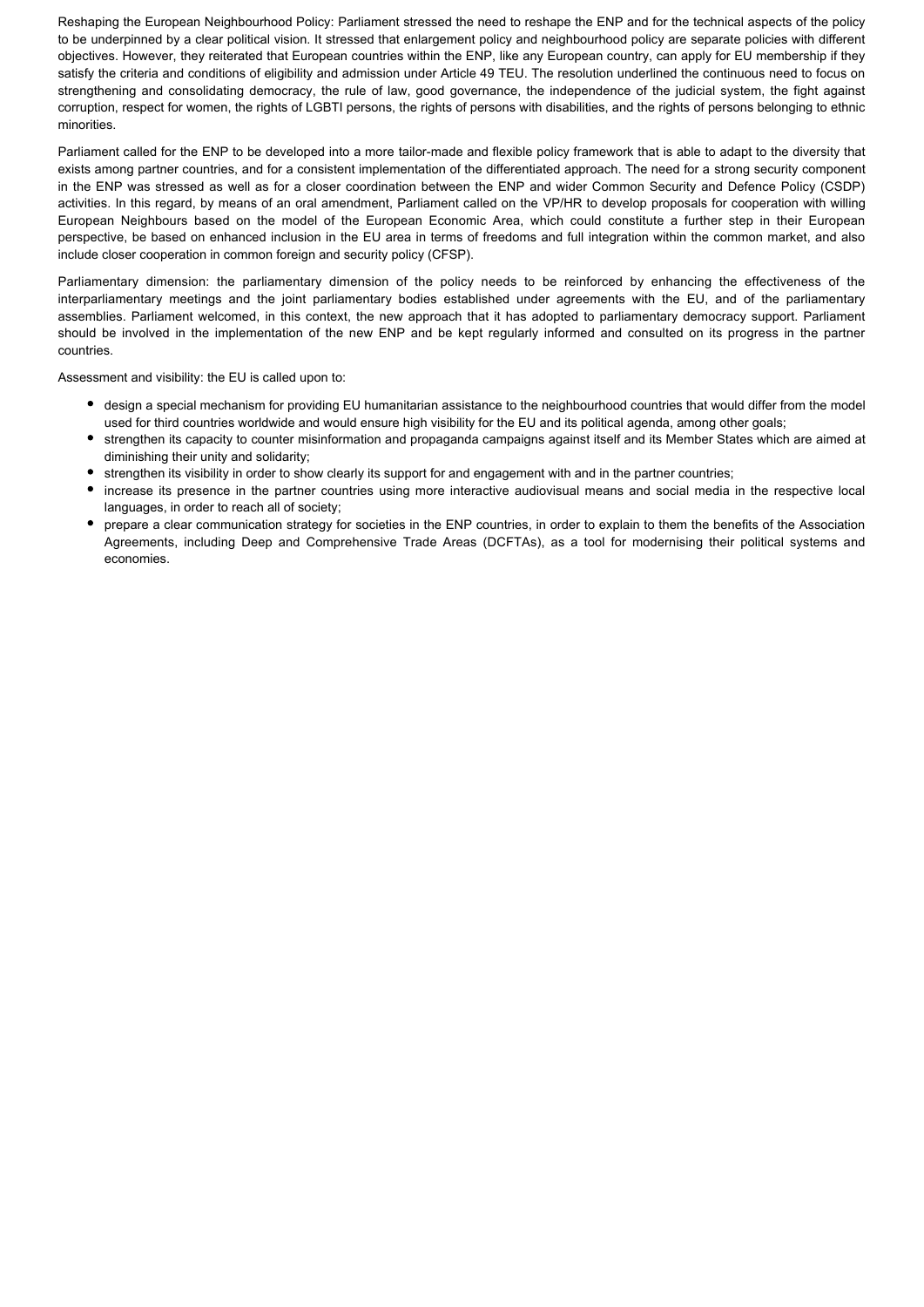Reshaping the European Neighbourhood Policy: Parliament stressed the need to reshape the ENP and for the technical aspects of the policy to be underpinned by a clear political vision. It stressed that enlargement policy and neighbourhood policy are separate policies with different objectives. However, they reiterated that European countries within the ENP, like any European country, can apply for EU membership if they satisfy the criteria and conditions of eligibility and admission under Article 49 TEU. The resolution underlined the continuous need to focus on strengthening and consolidating democracy, the rule of law, good governance, the independence of the judicial system, the fight against corruption, respect for women, the rights of LGBTI persons, the rights of persons with disabilities, and the rights of persons belonging to ethnic minorities.

Parliament called for the ENP to be developed into a more tailor-made and flexible policy framework that is able to adapt to the diversity that exists among partner countries, and for a consistent implementation of the differentiated approach. The need for a strong security component in the ENP was stressed as well as for a closer coordination between the ENP and wider Common Security and Defence Policy (CSDP) activities. In this regard, by means of an oral amendment, Parliament called on the VP/HR to develop proposals for cooperation with willing European Neighbours based on the model of the European Economic Area, which could constitute a further step in their European perspective, be based on enhanced inclusion in the EU area in terms of freedoms and full integration within the common market, and also include closer cooperation in common foreign and security policy (CFSP).

Parliamentary dimension: the parliamentary dimension of the policy needs to be reinforced by enhancing the effectiveness of the interparliamentary meetings and the joint parliamentary bodies established under agreements with the EU, and of the parliamentary assemblies. Parliament welcomed, in this context, the new approach that it has adopted to parliamentary democracy support. Parliament should be involved in the implementation of the new ENP and be kept regularly informed and consulted on its progress in the partner countries.

Assessment and visibility: the EU is called upon to:

- design a special mechanism for providing EU humanitarian assistance to the neighbourhood countries that would differ from the model used for third countries worldwide and would ensure high visibility for the EU and its political agenda, among other goals;
- strengthen its capacity to counter misinformation and propaganda campaigns against itself and its Member States which are aimed at diminishing their unity and solidarity;
- strengthen its visibility in order to show clearly its support for and engagement with and in the partner countries;
- increase its presence in the partner countries using more interactive audiovisual means and social media in the respective local languages, in order to reach all of society;
- prepare a clear communication strategy for societies in the ENP countries, in order to explain to them the benefits of the Association Agreements, including Deep and Comprehensive Trade Areas (DCFTAs), as a tool for modernising their political systems and economies.